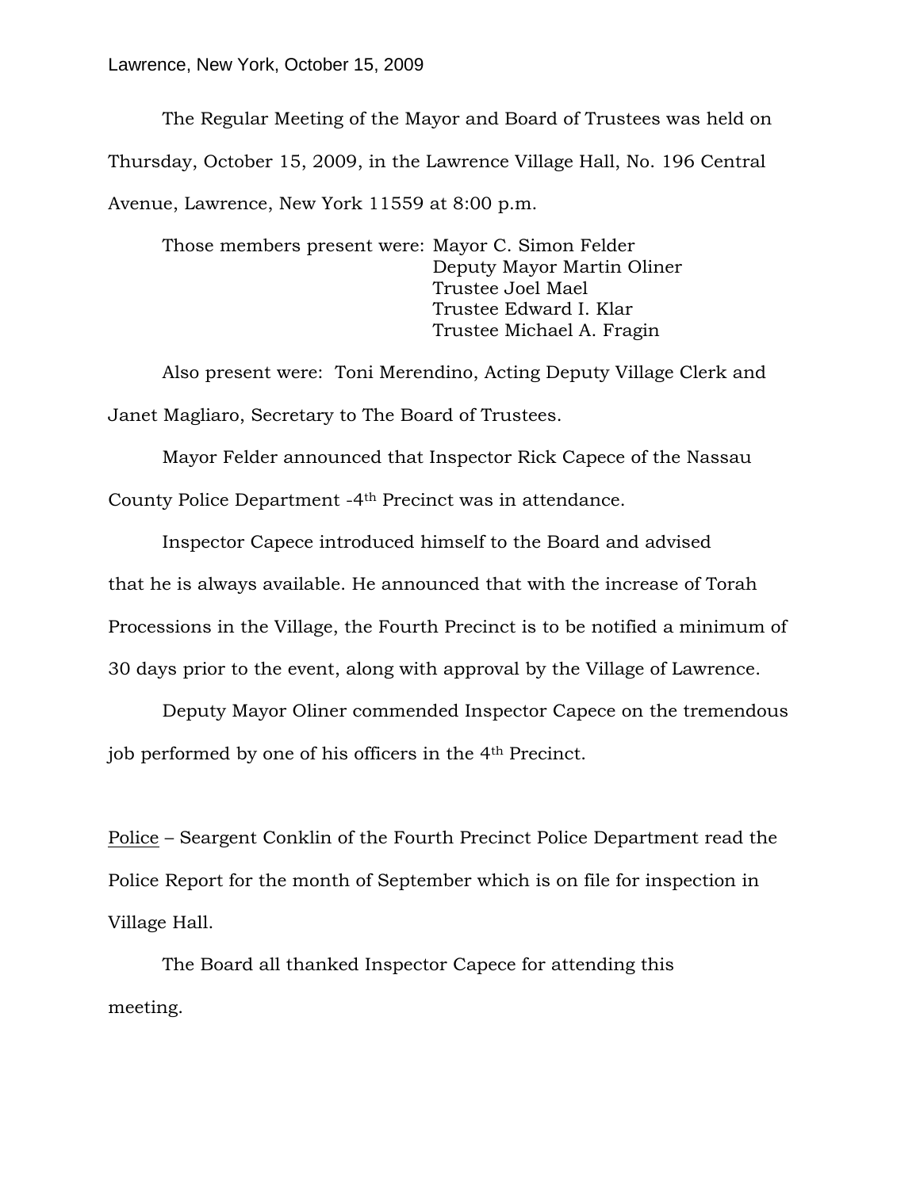Lawrence, New York, October 15, 2009

The Regular Meeting of the Mayor and Board of Trustees was held on Thursday, October 15, 2009, in the Lawrence Village Hall, No. 196 Central Avenue, Lawrence, New York 11559 at 8:00 p.m.

Those members present were: Mayor C. Simon Felder
Deputy Mayor Martin Oliner
Trustee Joel Mael
Trustee Edward I. Klar
Trustee Michael A. Fragin

Also present were: Toni Merendino, Acting Deputy Village Clerk and Janet Magliaro, Secretary to The Board of Trustees.

Mayor Felder announced that Inspector Rick Capece of the Nassau County Police Department -4th Precinct was in attendance.

Inspector Capece introduced himself to the Board and advised that he is always available. He announced that with the increase of Torah Processions in the Village, the Fourth Precinct is to be notified a minimum of 30 days prior to the event, along with approval by the Village of Lawrence.

Deputy Mayor Oliner commended Inspector Capece on the tremendous job performed by one of his officers in the 4th Precinct.

Police – Seargent Conklin of the Fourth Precinct Police Department read the Police Report for the month of September which is on file for inspection in Village Hall.

The Board all thanked Inspector Capece for attending this meeting.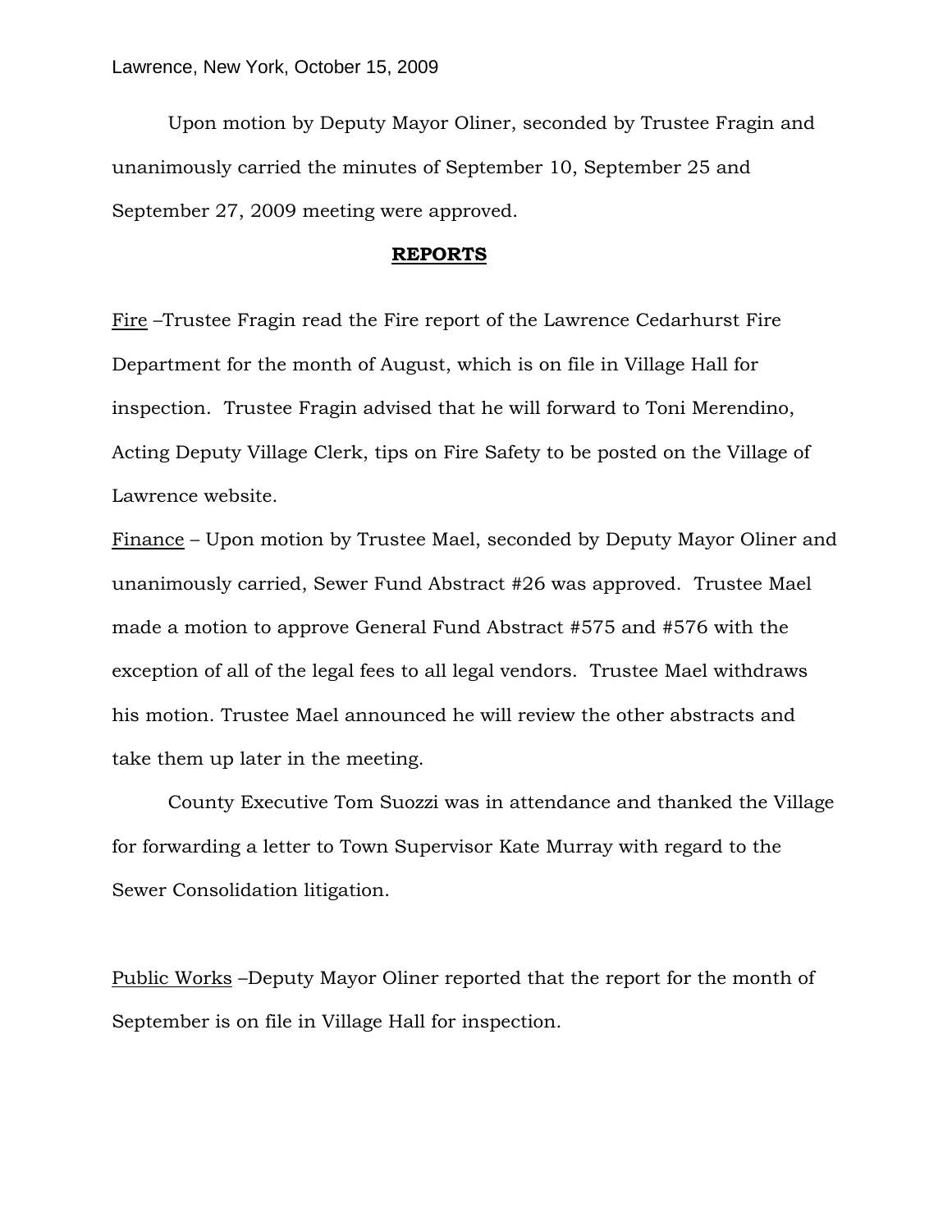Lawrence, New York, October 15, 2009

Upon motion by Deputy Mayor Oliner, seconded by Trustee Fragin and unanimously carried the minutes of September 10, September 25 and September 27, 2009 meeting were approved.

## **REPORTS**

Fire –Trustee Fragin read the Fire report of the Lawrence Cedarhurst Fire Department for the month of August, which is on file in Village Hall for inspection. Trustee Fragin advised that he will forward to Toni Merendino, Acting Deputy Village Clerk, tips on Fire Safety to be posted on the Village of Lawrence website.

Finance – Upon motion by Trustee Mael, seconded by Deputy Mayor Oliner and unanimously carried, Sewer Fund Abstract #26 was approved. Trustee Mael made a motion to approve General Fund Abstract #575 and #576 with the exception of all of the legal fees to all legal vendors. Trustee Mael withdraws his motion. Trustee Mael announced he will review the other abstracts and take them up later in the meeting.

County Executive Tom Suozzi was in attendance and thanked the Village for forwarding a letter to Town Supervisor Kate Murray with regard to the Sewer Consolidation litigation.

Public Works –Deputy Mayor Oliner reported that the report for the month of September is on file in Village Hall for inspection.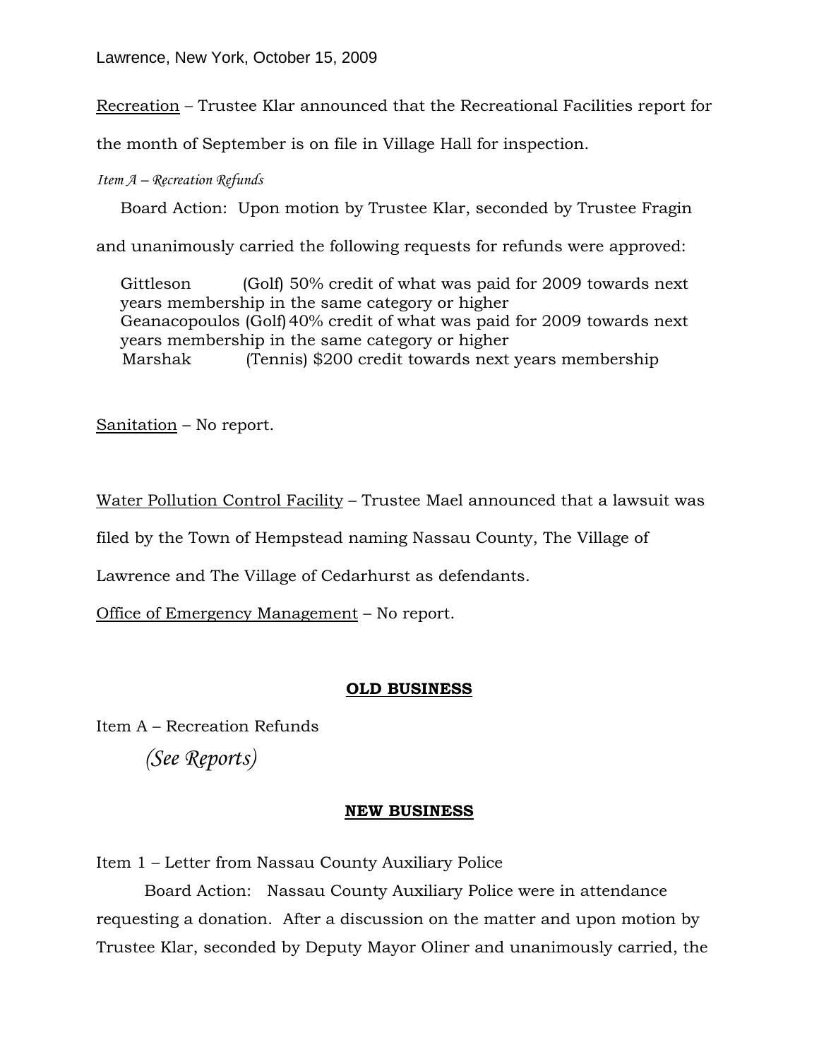Recreation – Trustee Klar announced that the Recreational Facilities report for the month of September is on file in Village Hall for inspection.

*Item A – Recreation Refunds*

Board Action: Upon motion by Trustee Klar, seconded by Trustee Fragin and unanimously carried the following requests for refunds were approved:

Gittleson (Golf) 50% credit of what was paid for 2009 towards next years membership in the same category or higher
Geanacopoulos (Golf) 40% credit of what was paid for 2009 towards next years membership in the same category or higher
Marshak (Tennis) $200 credit towards next years membership

Sanitation – No report.

Water Pollution Control Facility – Trustee Mael announced that a lawsuit was filed by the Town of Hempstead naming Nassau County, The Village of Lawrence and The Village of Cedarhurst as defendants.

Office of Emergency Management – No report.

## OLD BUSINESS

Item A – Recreation Refunds

*(See Reports)*

## NEW BUSINESS

Item 1 – Letter from Nassau County Auxiliary Police

Board Action: Nassau County Auxiliary Police were in attendance requesting a donation. After a discussion on the matter and upon motion by Trustee Klar, seconded by Deputy Mayor Oliner and unanimously carried, the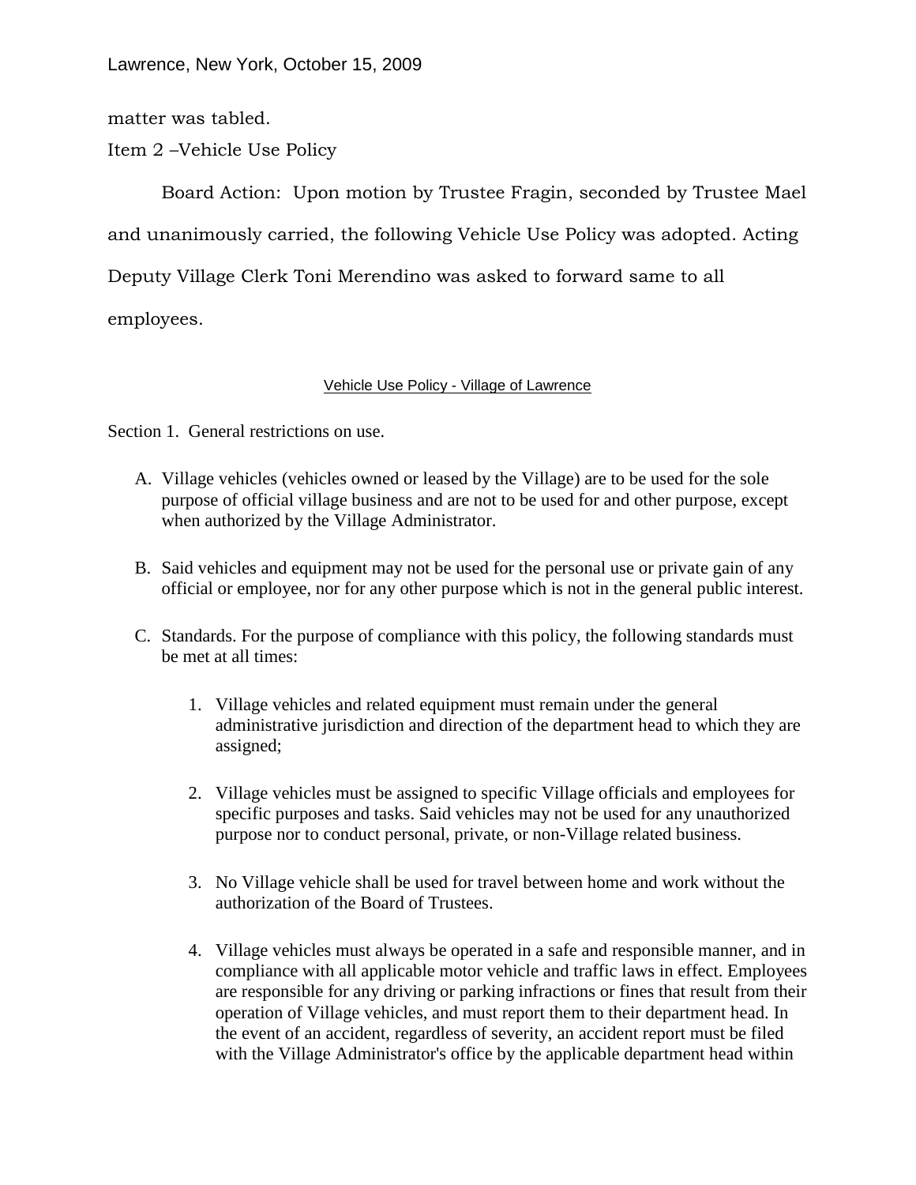matter was tabled.

Item 2 –Vehicle Use Policy

Board Action: Upon motion by Trustee Fragin, seconded by Trustee Mael and unanimously carried, the following Vehicle Use Policy was adopted. Acting Deputy Village Clerk Toni Merendino was asked to forward same to all employees.

Vehicle Use Policy - Village of Lawrence

Section 1. General restrictions on use.

A. Village vehicles (vehicles owned or leased by the Village) are to be used for the sole purpose of official village business and are not to be used for and other purpose, except when authorized by the Village Administrator.

B. Said vehicles and equipment may not be used for the personal use or private gain of any official or employee, nor for any other purpose which is not in the general public interest.

C. Standards. For the purpose of compliance with this policy, the following standards must be met at all times:

   1. Village vehicles and related equipment must remain under the general administrative jurisdiction and direction of the department head to which they are assigned;

   2. Village vehicles must be assigned to specific Village officials and employees for specific purposes and tasks. Said vehicles may not be used for any unauthorized purpose nor to conduct personal, private, or non-Village related business.

   3. No Village vehicle shall be used for travel between home and work without the authorization of the Board of Trustees.

   4. Village vehicles must always be operated in a safe and responsible manner, and in compliance with all applicable motor vehicle and traffic laws in effect. Employees are responsible for any driving or parking infractions or fines that result from their operation of Village vehicles, and must report them to their department head. In the event of an accident, regardless of severity, an accident report must be filed with the Village Administrator's office by the applicable department head within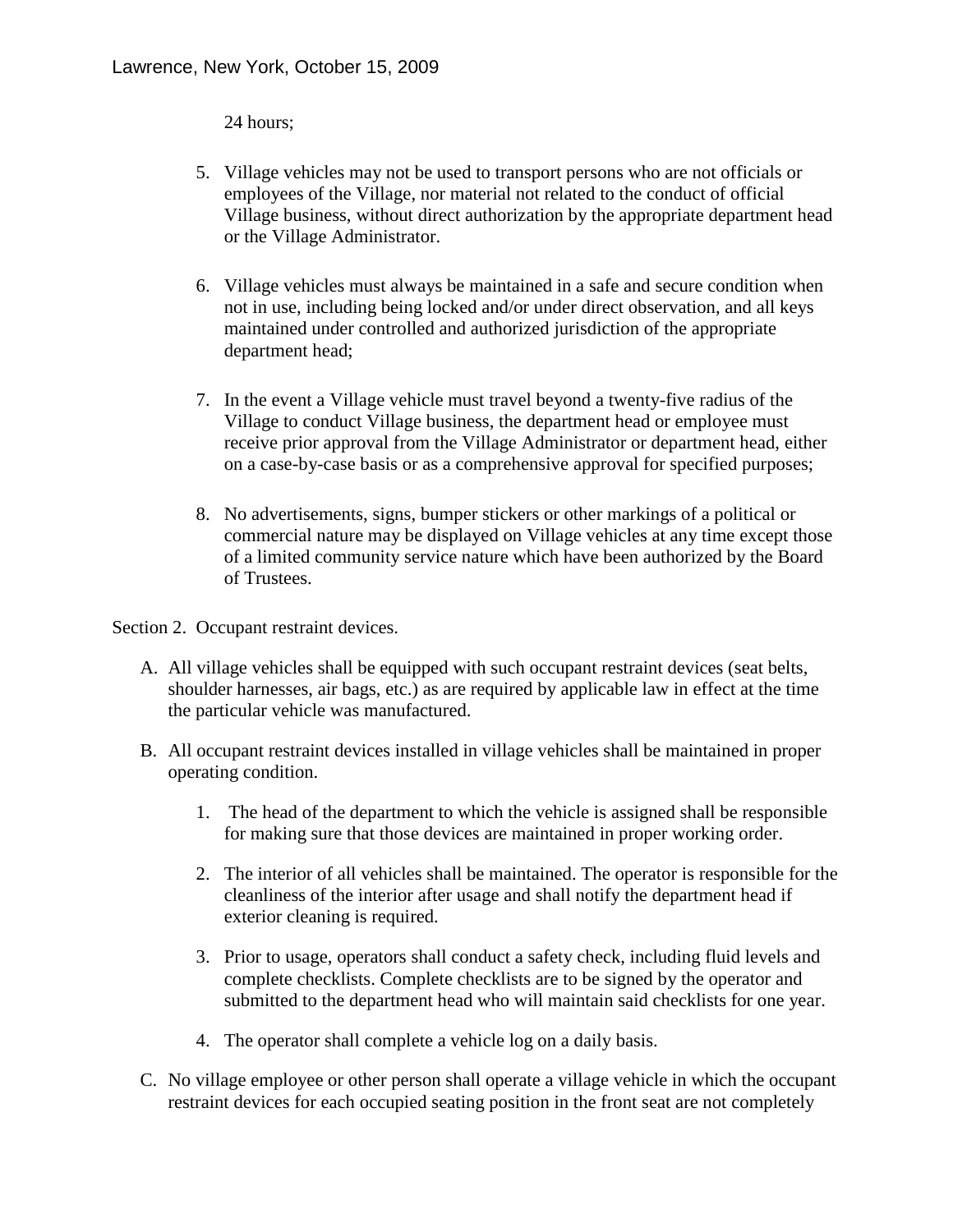24 hours;

5. Village vehicles may not be used to transport persons who are not officials or employees of the Village, nor material not related to the conduct of official Village business, without direct authorization by the appropriate department head or the Village Administrator.

6. Village vehicles must always be maintained in a safe and secure condition when not in use, including being locked and/or under direct observation, and all keys maintained under controlled and authorized jurisdiction of the appropriate department head;

7. In the event a Village vehicle must travel beyond a twenty-five radius of the Village to conduct Village business, the department head or employee must receive prior approval from the Village Administrator or department head, either on a case-by-case basis or as a comprehensive approval for specified purposes;

8. No advertisements, signs, bumper stickers or other markings of a political or commercial nature may be displayed on Village vehicles at any time except those of a limited community service nature which have been authorized by the Board of Trustees.

Section 2. Occupant restraint devices.

A. All village vehicles shall be equipped with such occupant restraint devices (seat belts, shoulder harnesses, air bags, etc.) as are required by applicable law in effect at the time the particular vehicle was manufactured.

B. All occupant restraint devices installed in village vehicles shall be maintained in proper operating condition.

   1. The head of the department to which the vehicle is assigned shall be responsible for making sure that those devices are maintained in proper working order.

   2. The interior of all vehicles shall be maintained. The operator is responsible for the cleanliness of the interior after usage and shall notify the department head if exterior cleaning is required.

   3. Prior to usage, operators shall conduct a safety check, including fluid levels and complete checklists. Complete checklists are to be signed by the operator and submitted to the department head who will maintain said checklists for one year.

   4. The operator shall complete a vehicle log on a daily basis.

C. No village employee or other person shall operate a village vehicle in which the occupant restraint devices for each occupied seating position in the front seat are not completely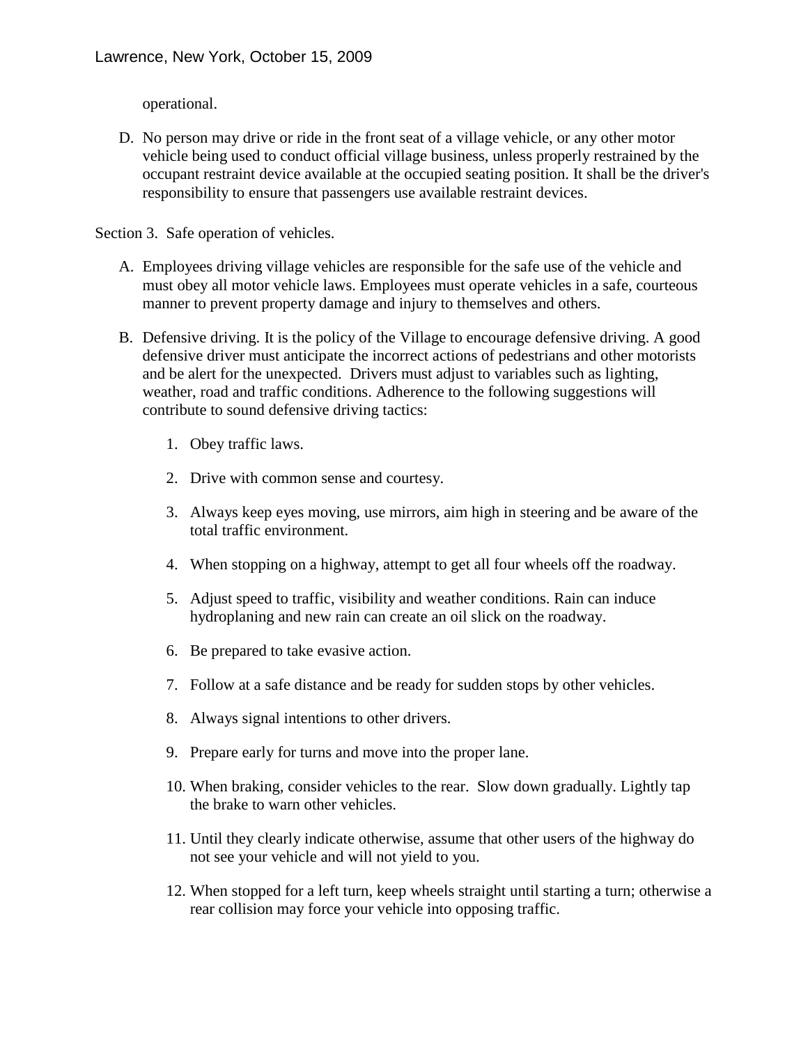operational.

D. No person may drive or ride in the front seat of a village vehicle, or any other motor vehicle being used to conduct official village business, unless properly restrained by the occupant restraint device available at the occupied seating position. It shall be the driver's responsibility to ensure that passengers use available restraint devices.

Section 3. Safe operation of vehicles.

A. Employees driving village vehicles are responsible for the safe use of the vehicle and must obey all motor vehicle laws. Employees must operate vehicles in a safe, courteous manner to prevent property damage and injury to themselves and others.

B. Defensive driving. It is the policy of the Village to encourage defensive driving. A good defensive driver must anticipate the incorrect actions of pedestrians and other motorists and be alert for the unexpected. Drivers must adjust to variables such as lighting, weather, road and traffic conditions. Adherence to the following suggestions will contribute to sound defensive driving tactics:

1. Obey traffic laws.
2. Drive with common sense and courtesy.
3. Always keep eyes moving, use mirrors, aim high in steering and be aware of the total traffic environment.
4. When stopping on a highway, attempt to get all four wheels off the roadway.
5. Adjust speed to traffic, visibility and weather conditions. Rain can induce hydroplaning and new rain can create an oil slick on the roadway.
6. Be prepared to take evasive action.
7. Follow at a safe distance and be ready for sudden stops by other vehicles.
8. Always signal intentions to other drivers.
9. Prepare early for turns and move into the proper lane.
10. When braking, consider vehicles to the rear. Slow down gradually. Lightly tap the brake to warn other vehicles.
11. Until they clearly indicate otherwise, assume that other users of the highway do not see your vehicle and will not yield to you.
12. When stopped for a left turn, keep wheels straight until starting a turn; otherwise a rear collision may force your vehicle into opposing traffic.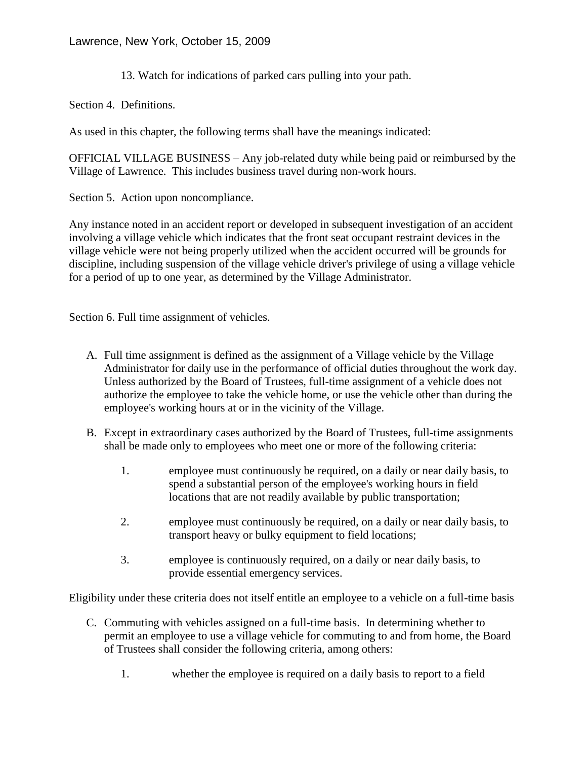13. Watch for indications of parked cars pulling into your path.

Section 4. Definitions.

As used in this chapter, the following terms shall have the meanings indicated:

OFFICIAL VILLAGE BUSINESS – Any job-related duty while being paid or reimbursed by the Village of Lawrence. This includes business travel during non-work hours.

Section 5. Action upon noncompliance.

Any instance noted in an accident report or developed in subsequent investigation of an accident involving a village vehicle which indicates that the front seat occupant restraint devices in the village vehicle were not being properly utilized when the accident occurred will be grounds for discipline, including suspension of the village vehicle driver's privilege of using a village vehicle for a period of up to one year, as determined by the Village Administrator.

Section 6. Full time assignment of vehicles.

A. Full time assignment is defined as the assignment of a Village vehicle by the Village Administrator for daily use in the performance of official duties throughout the work day. Unless authorized by the Board of Trustees, full-time assignment of a vehicle does not authorize the employee to take the vehicle home, or use the vehicle other than during the employee's working hours at or in the vicinity of the Village.

B. Except in extraordinary cases authorized by the Board of Trustees, full-time assignments shall be made only to employees who meet one or more of the following criteria:

   1. employee must continuously be required, on a daily or near daily basis, to spend a substantial person of the employee's working hours in field locations that are not readily available by public transportation;

   2. employee must continuously be required, on a daily or near daily basis, to transport heavy or bulky equipment to field locations;

   3. employee is continuously required, on a daily or near daily basis, to provide essential emergency services.

Eligibility under these criteria does not itself entitle an employee to a vehicle on a full-time basis

C. Commuting with vehicles assigned on a full-time basis. In determining whether to permit an employee to use a village vehicle for commuting to and from home, the Board of Trustees shall consider the following criteria, among others:

   1. whether the employee is required on a daily basis to report to a field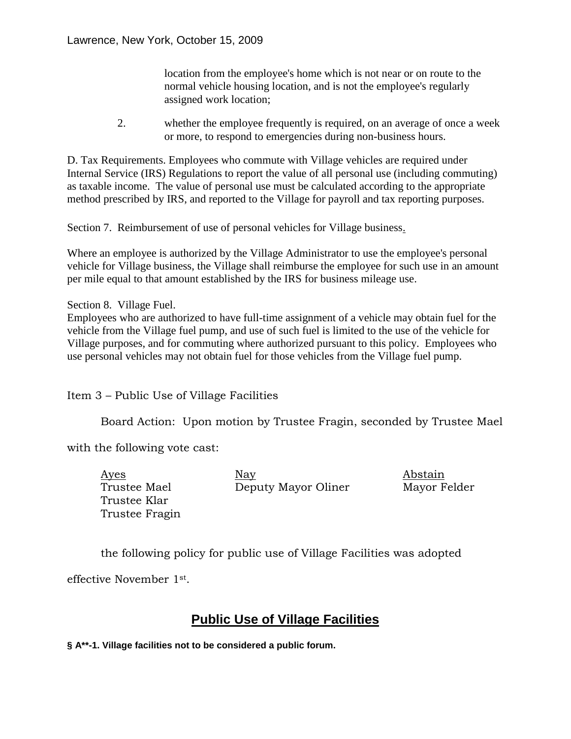location from the employee's home which is not near or on route to the normal vehicle housing location, and is not the employee's regularly assigned work location;

2. whether the employee frequently is required, on an average of once a week or more, to respond to emergencies during non-business hours.

D. Tax Requirements. Employees who commute with Village vehicles are required under Internal Service (IRS) Regulations to report the value of all personal use (including commuting) as taxable income. The value of personal use must be calculated according to the appropriate method prescribed by IRS, and reported to the Village for payroll and tax reporting purposes.

Section 7. Reimbursement of use of personal vehicles for Village business.

Where an employee is authorized by the Village Administrator to use the employee's personal vehicle for Village business, the Village shall reimburse the employee for such use in an amount per mile equal to that amount established by the IRS for business mileage use.

Section 8. Village Fuel.
Employees who are authorized to have full-time assignment of a vehicle may obtain fuel for the vehicle from the Village fuel pump, and use of such fuel is limited to the use of the vehicle for Village purposes, and for commuting where authorized pursuant to this policy. Employees who use personal vehicles may not obtain fuel for those vehicles from the Village fuel pump.

Item 3 – Public Use of Village Facilities

Board Action: Upon motion by Trustee Fragin, seconded by Trustee Mael with the following vote cast:

| Ayes | Nay | Abstain |
|---|---|---|
| Trustee Mael | Deputy Mayor Oliner | Mayor Felder |
| Trustee Klar | | |
| Trustee Fragin | | |

the following policy for public use of Village Facilities was adopted effective November 1st.

## Public Use of Village Facilities

**§ A**-1. Village facilities not to be considered a public forum.**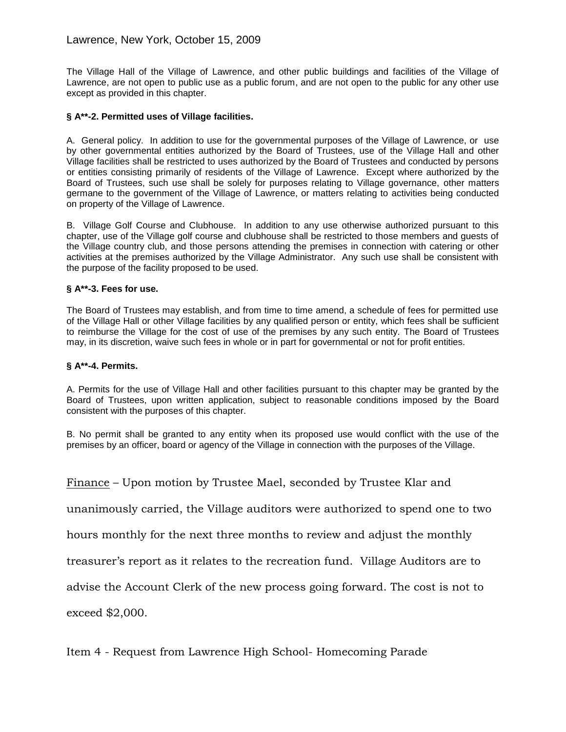The Village Hall of the Village of Lawrence, and other public buildings and facilities of the Village of Lawrence, are not open to public use as a public forum, and are not open to the public for any other use except as provided in this chapter.

**§ A**-2. Permitted uses of Village facilities.**

A. General policy. In addition to use for the governmental purposes of the Village of Lawrence, or use by other governmental entities authorized by the Board of Trustees, use of the Village Hall and other Village facilities shall be restricted to uses authorized by the Board of Trustees and conducted by persons or entities consisting primarily of residents of the Village of Lawrence. Except where authorized by the Board of Trustees, such use shall be solely for purposes relating to Village governance, other matters germane to the government of the Village of Lawrence, or matters relating to activities being conducted on property of the Village of Lawrence.

B. Village Golf Course and Clubhouse. In addition to any use otherwise authorized pursuant to this chapter, use of the Village golf course and clubhouse shall be restricted to those members and guests of the Village country club, and those persons attending the premises in connection with catering or other activities at the premises authorized by the Village Administrator. Any such use shall be consistent with the purpose of the facility proposed to be used.

**§ A**-3. Fees for use.**

The Board of Trustees may establish, and from time to time amend, a schedule of fees for permitted use of the Village Hall or other Village facilities by any qualified person or entity, which fees shall be sufficient to reimburse the Village for the cost of use of the premises by any such entity. The Board of Trustees may, in its discretion, waive such fees in whole or in part for governmental or not for profit entities.

**§ A**-4. Permits.**

A. Permits for the use of Village Hall and other facilities pursuant to this chapter may be granted by the Board of Trustees, upon written application, subject to reasonable conditions imposed by the Board consistent with the purposes of this chapter.

B. No permit shall be granted to any entity when its proposed use would conflict with the use of the premises by an officer, board or agency of the Village in connection with the purposes of the Village.

Finance – Upon motion by Trustee Mael, seconded by Trustee Klar and unanimously carried, the Village auditors were authorized to spend one to two hours monthly for the next three months to review and adjust the monthly treasurer's report as it relates to the recreation fund. Village Auditors are to advise the Account Clerk of the new process going forward. The cost is not to exceed $2,000.

Item 4 - Request from Lawrence High School- Homecoming Parade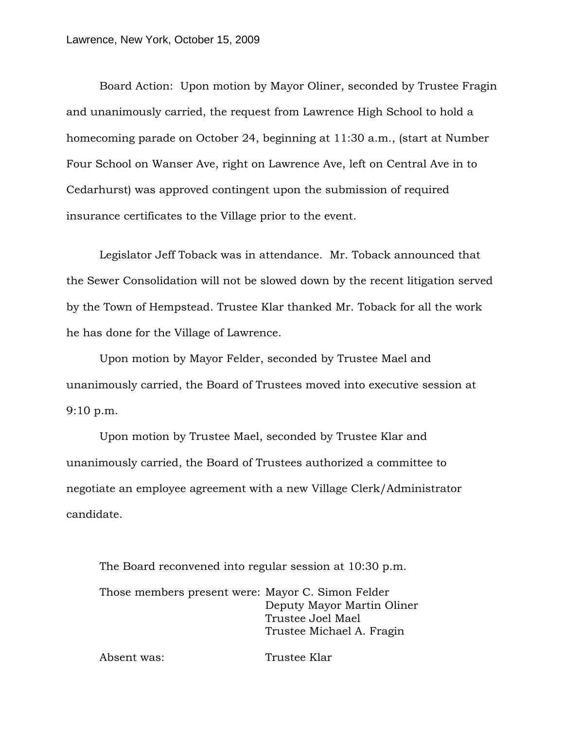Lawrence, New York, October 15, 2009

Board Action: Upon motion by Mayor Oliner, seconded by Trustee Fragin and unanimously carried, the request from Lawrence High School to hold a homecoming parade on October 24, beginning at 11:30 a.m., (start at Number Four School on Wanser Ave, right on Lawrence Ave, left on Central Ave in to Cedarhurst) was approved contingent upon the submission of required insurance certificates to the Village prior to the event.

Legislator Jeff Toback was in attendance. Mr. Toback announced that the Sewer Consolidation will not be slowed down by the recent litigation served by the Town of Hempstead. Trustee Klar thanked Mr. Toback for all the work he has done for the Village of Lawrence.

Upon motion by Mayor Felder, seconded by Trustee Mael and unanimously carried, the Board of Trustees moved into executive session at 9:10 p.m.

Upon motion by Trustee Mael, seconded by Trustee Klar and unanimously carried, the Board of Trustees authorized a committee to negotiate an employee agreement with a new Village Clerk/Administrator candidate.

The Board reconvened into regular session at 10:30 p.m.

| | |
|---|---|
| Those members present were: | Mayor C. Simon Felder |
| | Deputy Mayor Martin Oliner |
| | Trustee Joel Mael |
| | Trustee Michael A. Fragin |
| Absent was: | Trustee Klar |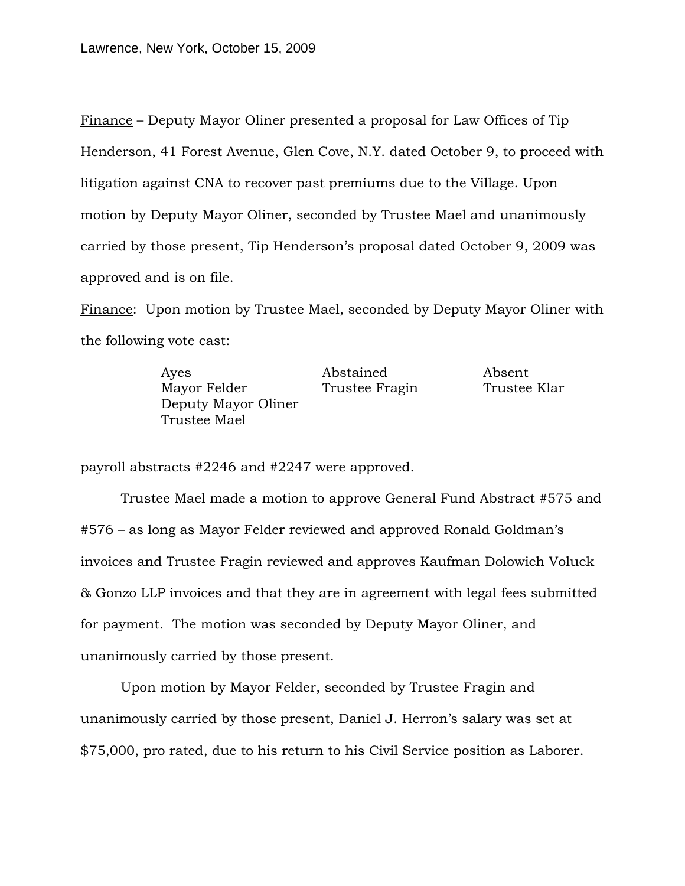Finance – Deputy Mayor Oliner presented a proposal for Law Offices of Tip Henderson, 41 Forest Avenue, Glen Cove, N.Y. dated October 9, to proceed with litigation against CNA to recover past premiums due to the Village. Upon motion by Deputy Mayor Oliner, seconded by Trustee Mael and unanimously carried by those present, Tip Henderson's proposal dated October 9, 2009 was approved and is on file.

Finance: Upon motion by Trustee Mael, seconded by Deputy Mayor Oliner with the following vote cast:

| Ayes | Abstained | Absent |
| --- | --- | --- |
| Mayor Felder | Trustee Fragin | Trustee Klar |
| Deputy Mayor Oliner | | |
| Trustee Mael | | |

payroll abstracts #2246 and #2247 were approved.

Trustee Mael made a motion to approve General Fund Abstract #575 and #576 – as long as Mayor Felder reviewed and approved Ronald Goldman's invoices and Trustee Fragin reviewed and approves Kaufman Dolowich Voluck & Gonzo LLP invoices and that they are in agreement with legal fees submitted for payment. The motion was seconded by Deputy Mayor Oliner, and unanimously carried by those present.

Upon motion by Mayor Felder, seconded by Trustee Fragin and unanimously carried by those present, Daniel J. Herron's salary was set at $75,000, pro rated, due to his return to his Civil Service position as Laborer.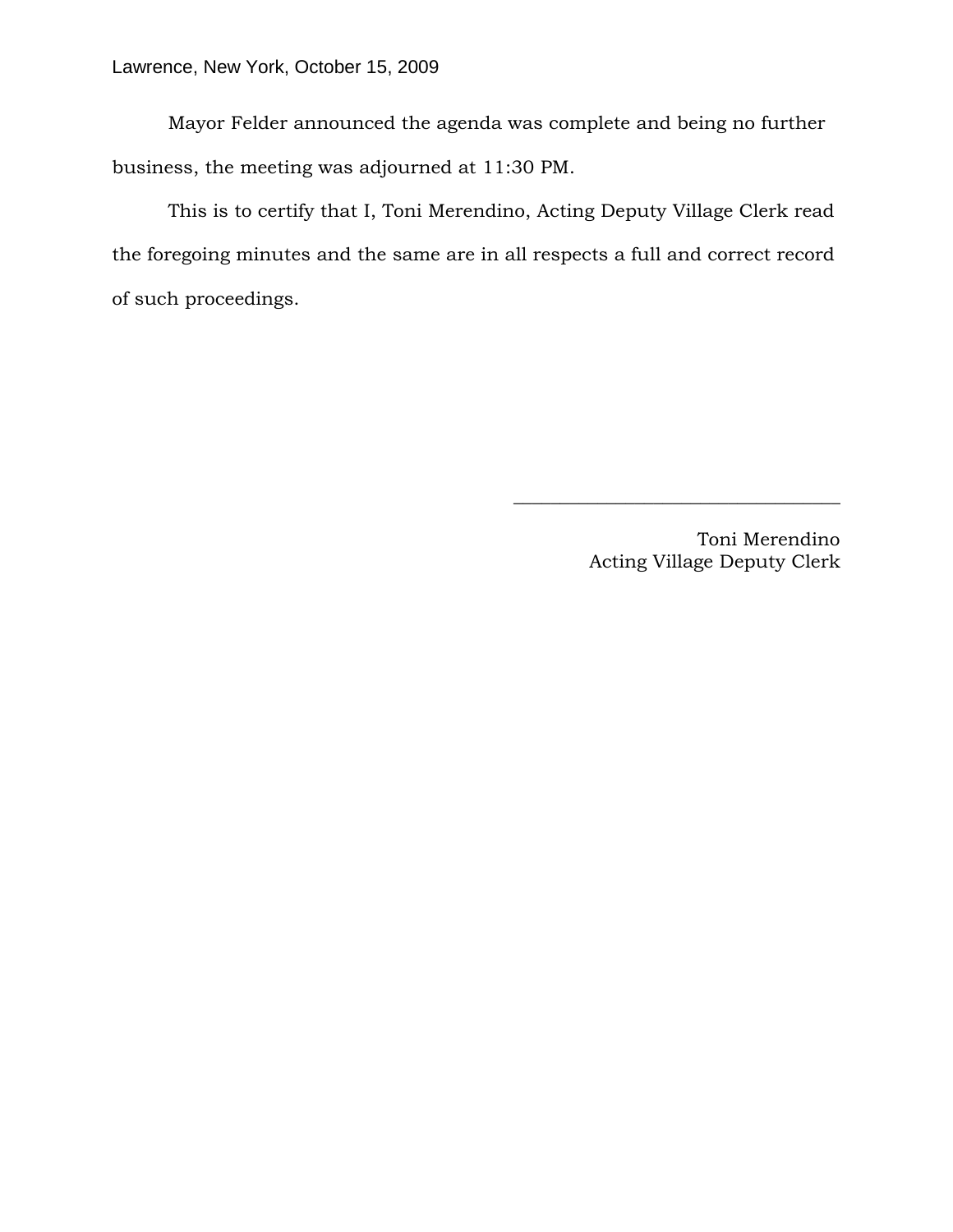Mayor Felder announced the agenda was complete and being no further business, the meeting was adjourned at 11:30 PM.

This is to certify that I, Toni Merendino, Acting Deputy Village Clerk read the foregoing minutes and the same are in all respects a full and correct record of such proceedings.

\_\_\_\_\_\_\_\_\_\_\_\_\_\_\_\_\_\_\_\_\_\_\_\_\_\_\_\_\_\_\_\_\_\_

Toni Merendino
Acting Village Deputy Clerk